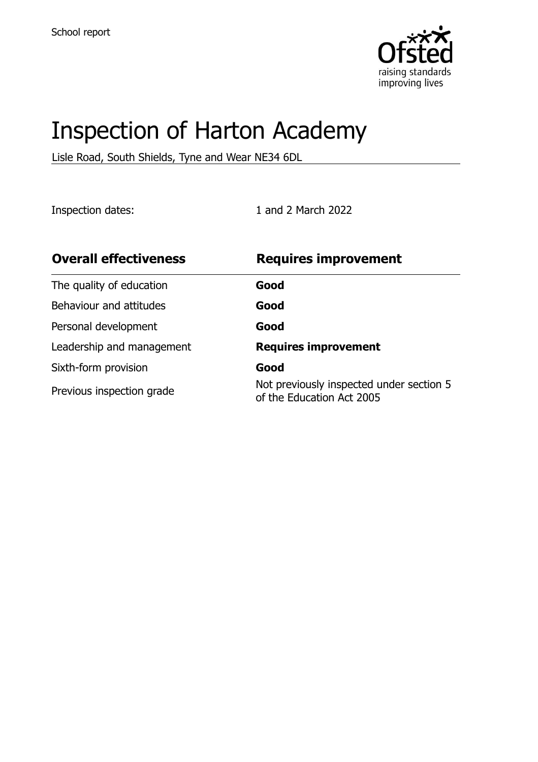School report

# Inspection of Harton Academy

Lisle Road, South Shields, Tyne and Wear NE34 6DL

Inspection dates: 1 and 2 March 2022

| **Overall effectiveness** | **Requires improvement** |
| --- | --- |
| The quality of education | **Good** |
| Behaviour and attitudes | **Good** |
| Personal development | **Good** |
| Leadership and management | **Requires improvement** |
| Sixth-form provision | **Good** |
| Previous inspection grade | Not previously inspected under section 5 of the Education Act 2005 |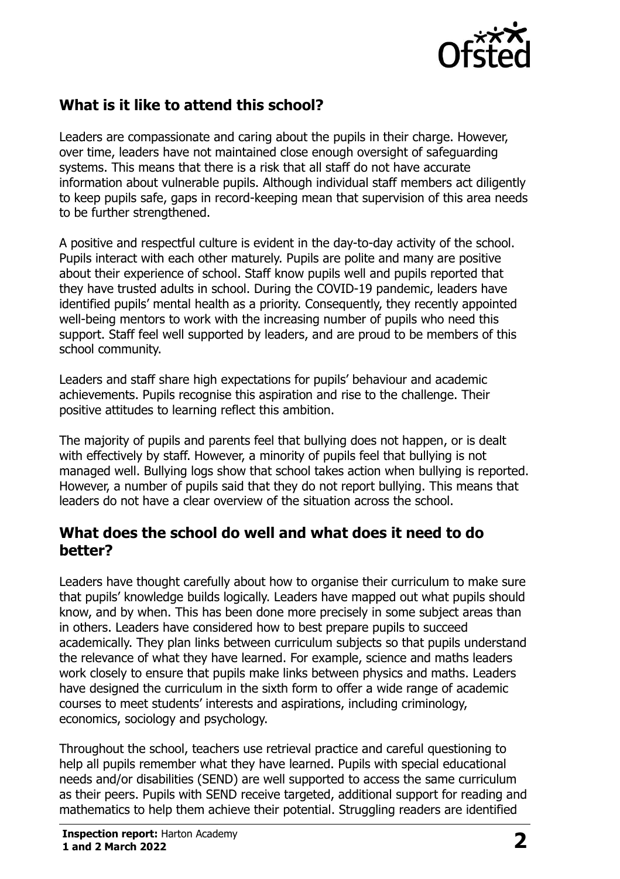## What is it like to attend this school?

Leaders are compassionate and caring about the pupils in their charge. However, over time, leaders have not maintained close enough oversight of safeguarding systems. This means that there is a risk that all staff do not have accurate information about vulnerable pupils. Although individual staff members act diligently to keep pupils safe, gaps in record-keeping mean that supervision of this area needs to be further strengthened.

A positive and respectful culture is evident in the day-to-day activity of the school. Pupils interact with each other maturely. Pupils are polite and many are positive about their experience of school. Staff know pupils well and pupils reported that they have trusted adults in school. During the COVID-19 pandemic, leaders have identified pupils' mental health as a priority. Consequently, they recently appointed well-being mentors to work with the increasing number of pupils who need this support. Staff feel well supported by leaders, and are proud to be members of this school community.

Leaders and staff share high expectations for pupils' behaviour and academic achievements. Pupils recognise this aspiration and rise to the challenge. Their positive attitudes to learning reflect this ambition.

The majority of pupils and parents feel that bullying does not happen, or is dealt with effectively by staff. However, a minority of pupils feel that bullying is not managed well. Bullying logs show that school takes action when bullying is reported. However, a number of pupils said that they do not report bullying. This means that leaders do not have a clear overview of the situation across the school.

## What does the school do well and what does it need to do better?

Leaders have thought carefully about how to organise their curriculum to make sure that pupils' knowledge builds logically. Leaders have mapped out what pupils should know, and by when. This has been done more precisely in some subject areas than in others. Leaders have considered how to best prepare pupils to succeed academically. They plan links between curriculum subjects so that pupils understand the relevance of what they have learned. For example, science and maths leaders work closely to ensure that pupils make links between physics and maths. Leaders have designed the curriculum in the sixth form to offer a wide range of academic courses to meet students' interests and aspirations, including criminology, economics, sociology and psychology.

Throughout the school, teachers use retrieval practice and careful questioning to help all pupils remember what they have learned. Pupils with special educational needs and/or disabilities (SEND) are well supported to access the same curriculum as their peers. Pupils with SEND receive targeted, additional support for reading and mathematics to help them achieve their potential. Struggling readers are identified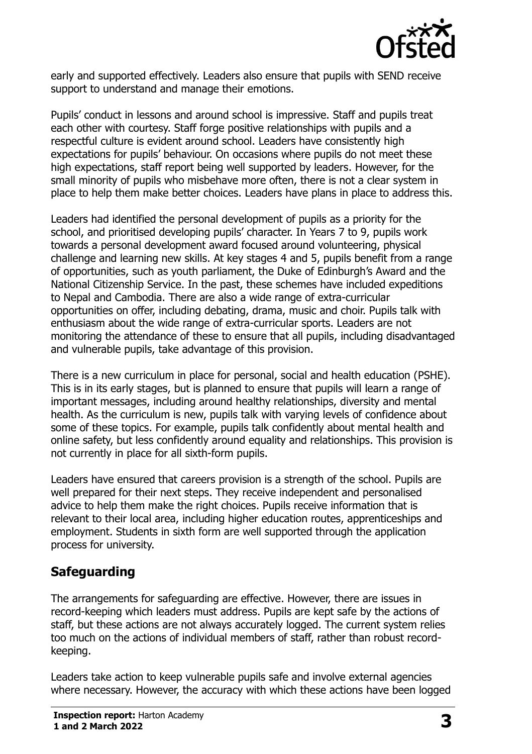early and supported effectively. Leaders also ensure that pupils with SEND receive support to understand and manage their emotions.

Pupils' conduct in lessons and around school is impressive. Staff and pupils treat each other with courtesy. Staff forge positive relationships with pupils and a respectful culture is evident around school. Leaders have consistently high expectations for pupils' behaviour. On occasions where pupils do not meet these high expectations, staff report being well supported by leaders. However, for the small minority of pupils who misbehave more often, there is not a clear system in place to help them make better choices. Leaders have plans in place to address this.

Leaders had identified the personal development of pupils as a priority for the school, and prioritised developing pupils' character. In Years 7 to 9, pupils work towards a personal development award focused around volunteering, physical challenge and learning new skills. At key stages 4 and 5, pupils benefit from a range of opportunities, such as youth parliament, the Duke of Edinburgh's Award and the National Citizenship Service. In the past, these schemes have included expeditions to Nepal and Cambodia. There are also a wide range of extra-curricular opportunities on offer, including debating, drama, music and choir. Pupils talk with enthusiasm about the wide range of extra-curricular sports. Leaders are not monitoring the attendance of these to ensure that all pupils, including disadvantaged and vulnerable pupils, take advantage of this provision.

There is a new curriculum in place for personal, social and health education (PSHE). This is in its early stages, but is planned to ensure that pupils will learn a range of important messages, including around healthy relationships, diversity and mental health. As the curriculum is new, pupils talk with varying levels of confidence about some of these topics. For example, pupils talk confidently about mental health and online safety, but less confidently around equality and relationships. This provision is not currently in place for all sixth-form pupils.

Leaders have ensured that careers provision is a strength of the school. Pupils are well prepared for their next steps. They receive independent and personalised advice to help them make the right choices. Pupils receive information that is relevant to their local area, including higher education routes, apprenticeships and employment. Students in sixth form are well supported through the application process for university.

## Safeguarding

The arrangements for safeguarding are effective. However, there are issues in record-keeping which leaders must address. Pupils are kept safe by the actions of staff, but these actions are not always accurately logged. The current system relies too much on the actions of individual members of staff, rather than robust record-keeping.

Leaders take action to keep vulnerable pupils safe and involve external agencies where necessary. However, the accuracy with which these actions have been logged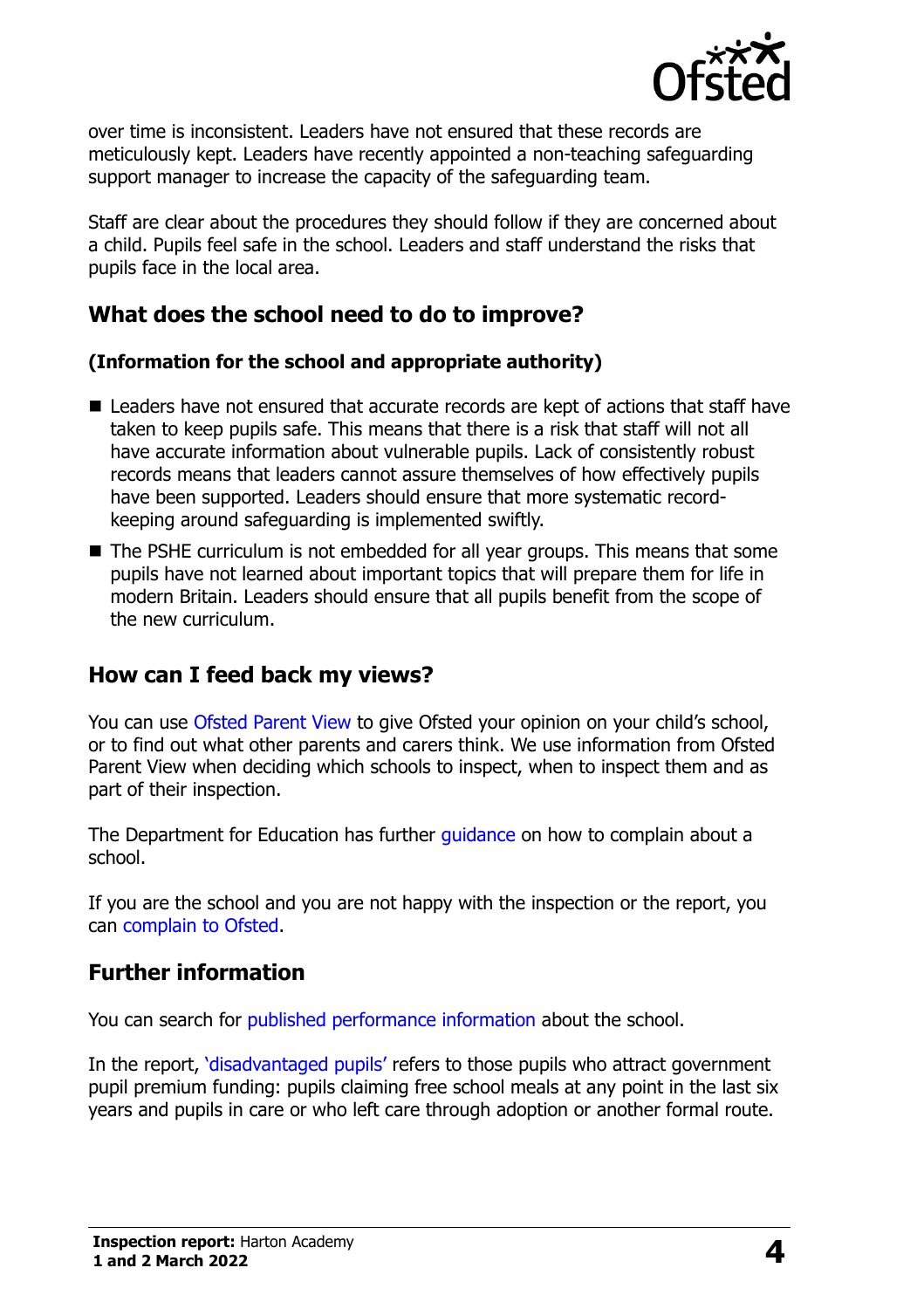over time is inconsistent. Leaders have not ensured that these records are meticulously kept. Leaders have recently appointed a non-teaching safeguarding support manager to increase the capacity of the safeguarding team.

Staff are clear about the procedures they should follow if they are concerned about a child. Pupils feel safe in the school. Leaders and staff understand the risks that pupils face in the local area.

## What does the school need to do to improve?

**(Information for the school and appropriate authority)**

- Leaders have not ensured that accurate records are kept of actions that staff have taken to keep pupils safe. This means that there is a risk that staff will not all have accurate information about vulnerable pupils. Lack of consistently robust records means that leaders cannot assure themselves of how effectively pupils have been supported. Leaders should ensure that more systematic record-keeping around safeguarding is implemented swiftly.
- The PSHE curriculum is not embedded for all year groups. This means that some pupils have not learned about important topics that will prepare them for life in modern Britain. Leaders should ensure that all pupils benefit from the scope of the new curriculum.

## How can I feed back my views?

You can use Ofsted Parent View to give Ofsted your opinion on your child's school, or to find out what other parents and carers think. We use information from Ofsted Parent View when deciding which schools to inspect, when to inspect them and as part of their inspection.

The Department for Education has further guidance on how to complain about a school.

If you are the school and you are not happy with the inspection or the report, you can complain to Ofsted.

## Further information

You can search for published performance information about the school.

In the report, 'disadvantaged pupils' refers to those pupils who attract government pupil premium funding: pupils claiming free school meals at any point in the last six years and pupils in care or who left care through adoption or another formal route.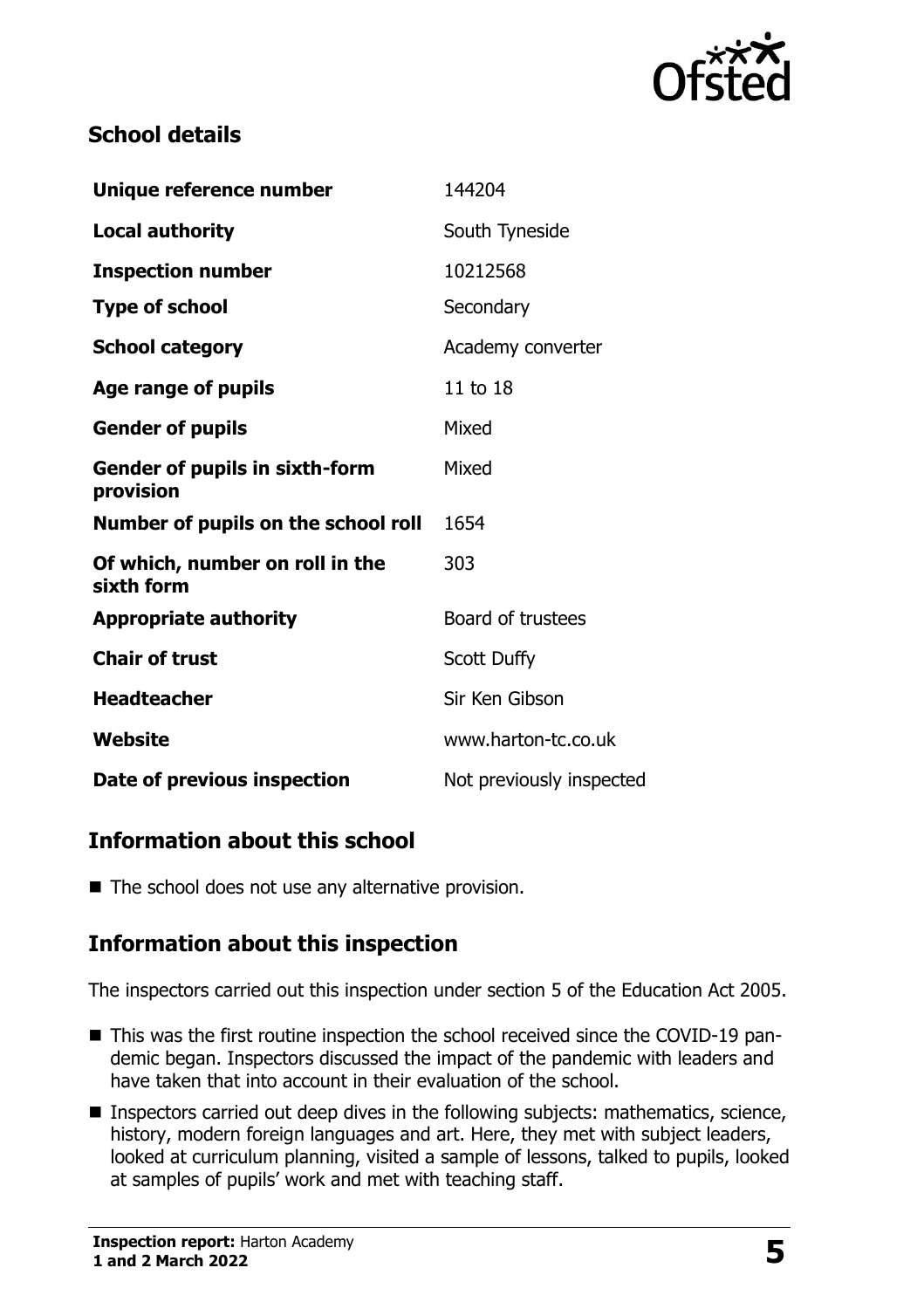## School details

| | |
|---|---|
| **Unique reference number** | 144204 |
| **Local authority** | South Tyneside |
| **Inspection number** | 10212568 |
| **Type of school** | Secondary |
| **School category** | Academy converter |
| **Age range of pupils** | 11 to 18 |
| **Gender of pupils** | Mixed |
| **Gender of pupils in sixth-form provision** | Mixed |
| **Number of pupils on the school roll** | 1654 |
| **Of which, number on roll in the sixth form** | 303 |
| **Appropriate authority** | Board of trustees |
| **Chair of trust** | Scott Duffy |
| **Headteacher** | Sir Ken Gibson |
| **Website** | www.harton-tc.co.uk |
| **Date of previous inspection** | Not previously inspected |

## Information about this school

- The school does not use any alternative provision.

## Information about this inspection

The inspectors carried out this inspection under section 5 of the Education Act 2005.

- This was the first routine inspection the school received since the COVID-19 pandemic began. Inspectors discussed the impact of the pandemic with leaders and have taken that into account in their evaluation of the school.
- Inspectors carried out deep dives in the following subjects: mathematics, science, history, modern foreign languages and art. Here, they met with subject leaders, looked at curriculum planning, visited a sample of lessons, talked to pupils, looked at samples of pupils' work and met with teaching staff.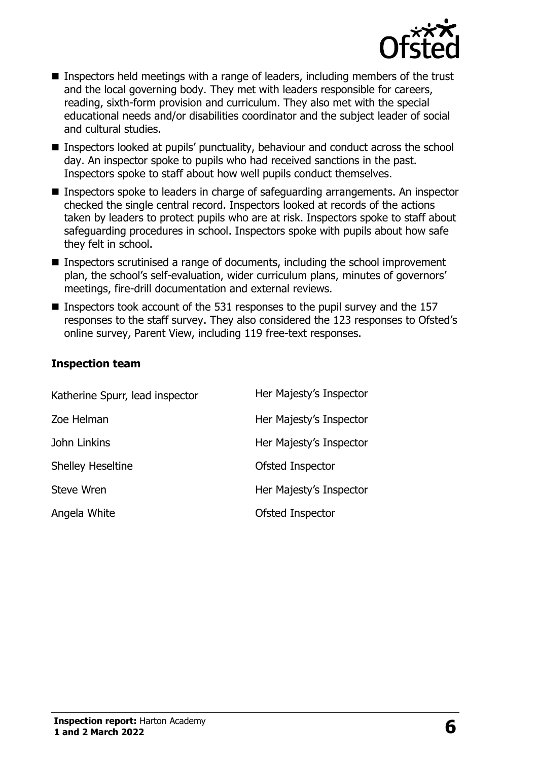- Inspectors held meetings with a range of leaders, including members of the trust and the local governing body. They met with leaders responsible for careers, reading, sixth-form provision and curriculum. They also met with the special educational needs and/or disabilities coordinator and the subject leader of social and cultural studies.
- Inspectors looked at pupils' punctuality, behaviour and conduct across the school day. An inspector spoke to pupils who had received sanctions in the past. Inspectors spoke to staff about how well pupils conduct themselves.
- Inspectors spoke to leaders in charge of safeguarding arrangements. An inspector checked the single central record. Inspectors looked at records of the actions taken by leaders to protect pupils who are at risk. Inspectors spoke to staff about safeguarding procedures in school. Inspectors spoke with pupils about how safe they felt in school.
- Inspectors scrutinised a range of documents, including the school improvement plan, the school's self-evaluation, wider curriculum plans, minutes of governors' meetings, fire-drill documentation and external reviews.
- Inspectors took account of the 531 responses to the pupil survey and the 157 responses to the staff survey. They also considered the 123 responses to Ofsted's online survey, Parent View, including 119 free-text responses.

### Inspection team

| | |
|---|---|
| Katherine Spurr, lead inspector | Her Majesty's Inspector |
| Zoe Helman | Her Majesty's Inspector |
| John Linkins | Her Majesty's Inspector |
| Shelley Heseltine | Ofsted Inspector |
| Steve Wren | Her Majesty's Inspector |
| Angela White | Ofsted Inspector |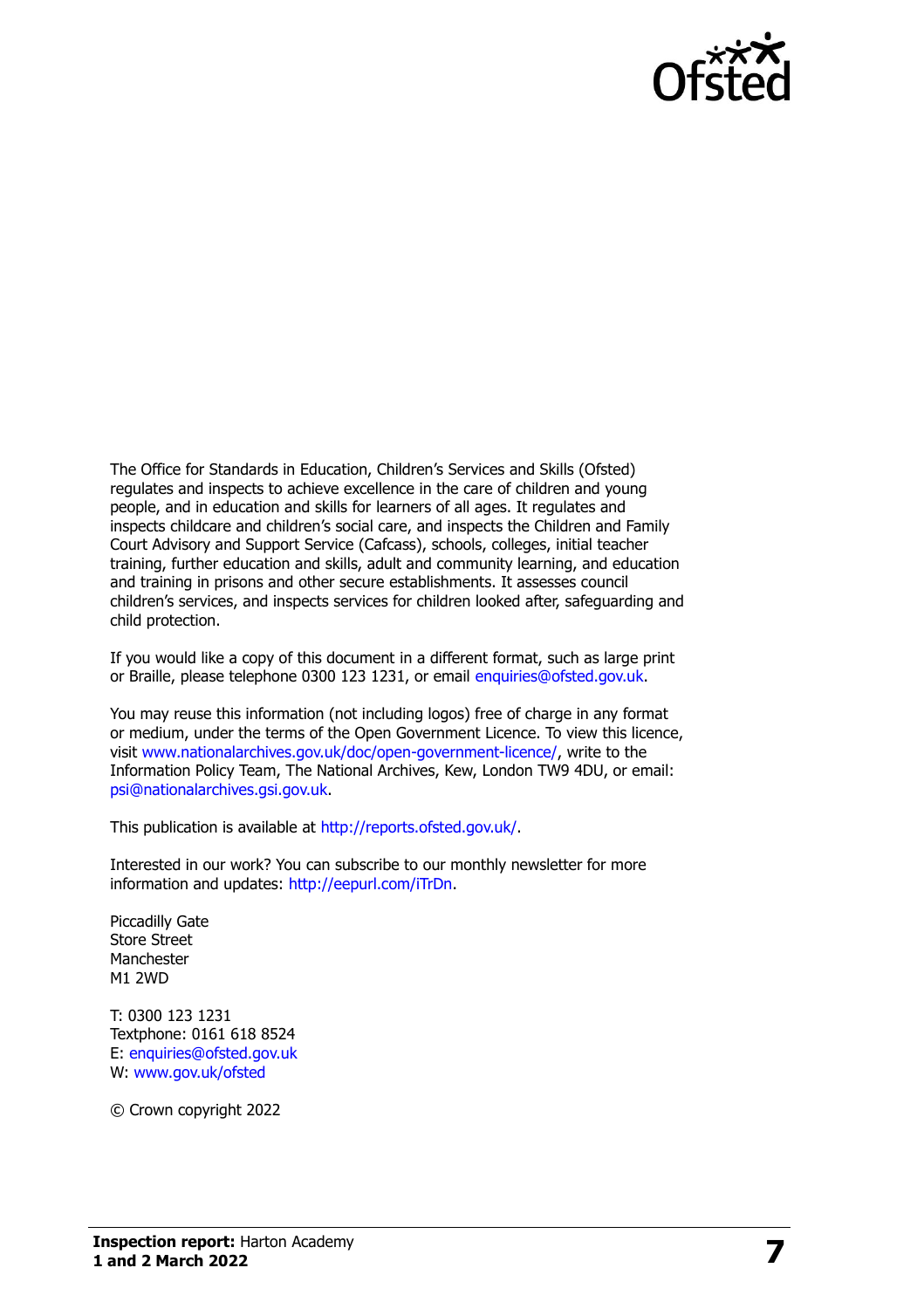The Office for Standards in Education, Children's Services and Skills (Ofsted) regulates and inspects to achieve excellence in the care of children and young people, and in education and skills for learners of all ages. It regulates and inspects childcare and children's social care, and inspects the Children and Family Court Advisory and Support Service (Cafcass), schools, colleges, initial teacher training, further education and skills, adult and community learning, and education and training in prisons and other secure establishments. It assesses council children's services, and inspects services for children looked after, safeguarding and child protection.

If you would like a copy of this document in a different format, such as large print or Braille, please telephone 0300 123 1231, or email enquiries@ofsted.gov.uk.

You may reuse this information (not including logos) free of charge in any format or medium, under the terms of the Open Government Licence. To view this licence, visit www.nationalarchives.gov.uk/doc/open-government-licence/, write to the Information Policy Team, The National Archives, Kew, London TW9 4DU, or email: psi@nationalarchives.gsi.gov.uk.

This publication is available at http://reports.ofsted.gov.uk/.

Interested in our work? You can subscribe to our monthly newsletter for more information and updates: http://eepurl.com/iTrDn.

Piccadilly Gate  
Store Street  
Manchester  
M1 2WD

T: 0300 123 1231  
Textphone: 0161 618 8524  
E: enquiries@ofsted.gov.uk  
W: www.gov.uk/ofsted

© Crown copyright 2022